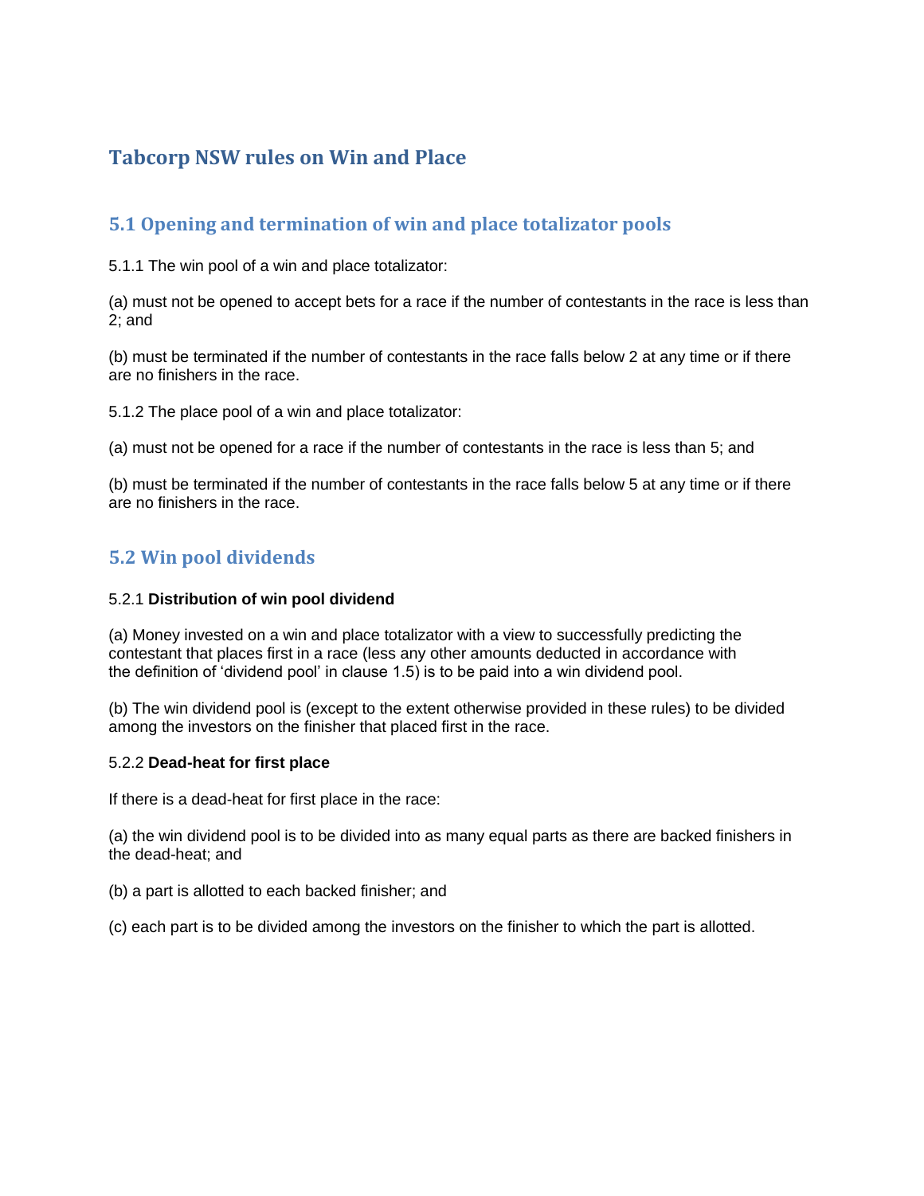# Tabcorp NSW rules on Win and Place

## 5.1 Opening and termination of win and place totalizator pools

5.1.1 The win pool of a win and place totalizator:

(a) must not be opened to accept bets for a race if the number of contestants in the race is less than 2; and

(b) must be terminated if the number of contestants in the race falls below 2 at any time or if there are no finishers in the race.

5.1.2 The place pool of a win and place totalizator:

(a) must not be opened for a race if the number of contestants in the race is less than 5; and

(b) must be terminated if the number of contestants in the race falls below 5 at any time or if there are no finishers in the race.

## 5.2 Win pool dividends

5.2.1 **Distribution of win pool dividend**

(a) Money invested on a win and place totalizator with a view to successfully predicting the contestant that places first in a race (less any other amounts deducted in accordance with the definition of 'dividend pool' in clause 1.5) is to be paid into a win dividend pool.

(b) The win dividend pool is (except to the extent otherwise provided in these rules) to be divided among the investors on the finisher that placed first in the race.

5.2.2 **Dead-heat for first place**

If there is a dead-heat for first place in the race:

(a) the win dividend pool is to be divided into as many equal parts as there are backed finishers in the dead-heat; and

(b) a part is allotted to each backed finisher; and

(c) each part is to be divided among the investors on the finisher to which the part is allotted.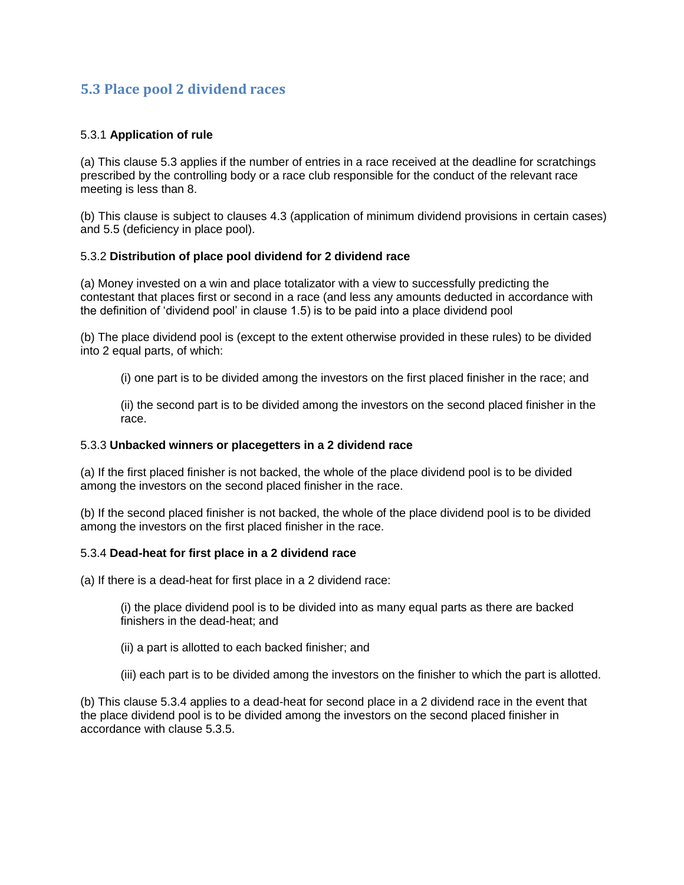## 5.3 Place pool 2 dividend races

5.3.1 **Application of rule**

(a) This clause 5.3 applies if the number of entries in a race received at the deadline for scratchings prescribed by the controlling body or a race club responsible for the conduct of the relevant race meeting is less than 8.

(b) This clause is subject to clauses 4.3 (application of minimum dividend provisions in certain cases) and 5.5 (deficiency in place pool).

5.3.2 **Distribution of place pool dividend for 2 dividend race**

(a) Money invested on a win and place totalizator with a view to successfully predicting the contestant that places first or second in a race (and less any amounts deducted in accordance with the definition of 'dividend pool' in clause 1.5) is to be paid into a place dividend pool

(b) The place dividend pool is (except to the extent otherwise provided in these rules) to be divided into 2 equal parts, of which:

> (i) one part is to be divided among the investors on the first placed finisher in the race; and
>
> (ii) the second part is to be divided among the investors on the second placed finisher in the race.

5.3.3 **Unbacked winners or placegetters in a 2 dividend race**

(a) If the first placed finisher is not backed, the whole of the place dividend pool is to be divided among the investors on the second placed finisher in the race.

(b) If the second placed finisher is not backed, the whole of the place dividend pool is to be divided among the investors on the first placed finisher in the race.

5.3.4 **Dead-heat for first place in a 2 dividend race**

(a) If there is a dead-heat for first place in a 2 dividend race:

> (i) the place dividend pool is to be divided into as many equal parts as there are backed finishers in the dead-heat; and
>
> (ii) a part is allotted to each backed finisher; and
>
> (iii) each part is to be divided among the investors on the finisher to which the part is allotted.

(b) This clause 5.3.4 applies to a dead-heat for second place in a 2 dividend race in the event that the place dividend pool is to be divided among the investors on the second placed finisher in accordance with clause 5.3.5.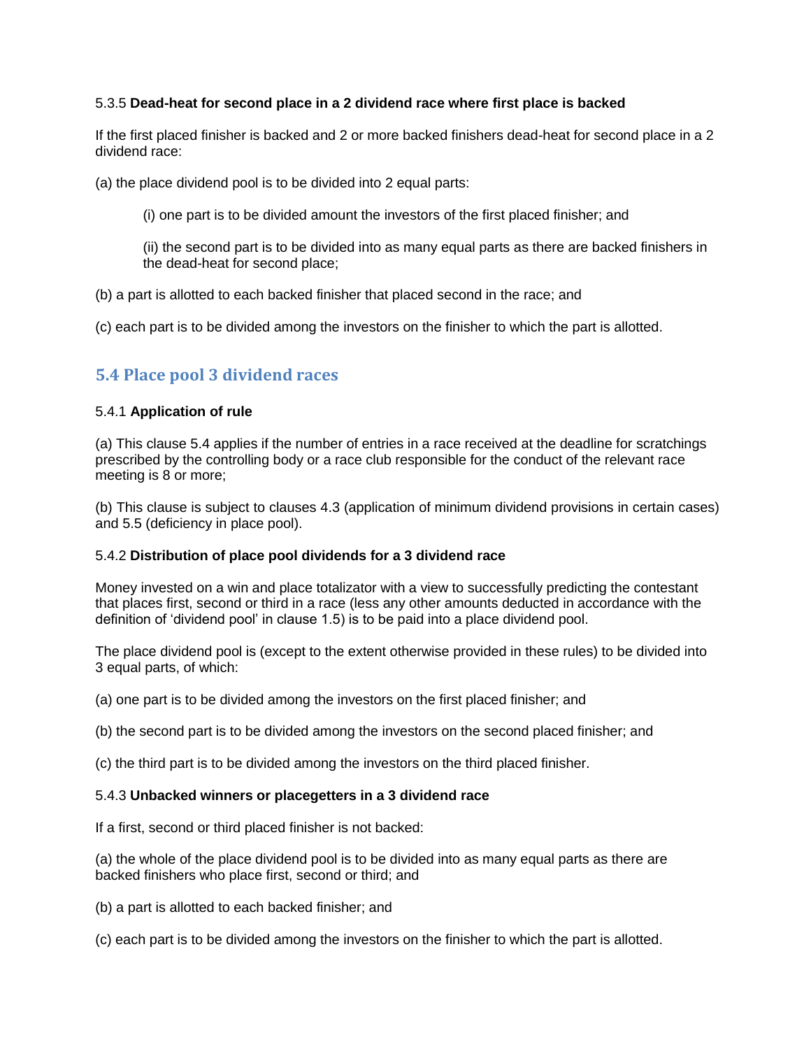5.3.5 **Dead-heat for second place in a 2 dividend race where first place is backed**

If the first placed finisher is backed and 2 or more backed finishers dead-heat for second place in a 2 dividend race:

(a) the place dividend pool is to be divided into 2 equal parts:

> (i) one part is to be divided amount the investors of the first placed finisher; and
>
> (ii) the second part is to be divided into as many equal parts as there are backed finishers in the dead-heat for second place;

(b) a part is allotted to each backed finisher that placed second in the race; and

(c) each part is to be divided among the investors on the finisher to which the part is allotted.

## 5.4 Place pool 3 dividend races

5.4.1 **Application of rule**

(a) This clause 5.4 applies if the number of entries in a race received at the deadline for scratchings prescribed by the controlling body or a race club responsible for the conduct of the relevant race meeting is 8 or more;

(b) This clause is subject to clauses 4.3 (application of minimum dividend provisions in certain cases) and 5.5 (deficiency in place pool).

5.4.2 **Distribution of place pool dividends for a 3 dividend race**

Money invested on a win and place totalizator with a view to successfully predicting the contestant that places first, second or third in a race (less any other amounts deducted in accordance with the definition of 'dividend pool' in clause 1.5) is to be paid into a place dividend pool.

The place dividend pool is (except to the extent otherwise provided in these rules) to be divided into 3 equal parts, of which:

(a) one part is to be divided among the investors on the first placed finisher; and

(b) the second part is to be divided among the investors on the second placed finisher; and

(c) the third part is to be divided among the investors on the third placed finisher.

5.4.3 **Unbacked winners or placegetters in a 3 dividend race**

If a first, second or third placed finisher is not backed:

(a) the whole of the place dividend pool is to be divided into as many equal parts as there are backed finishers who place first, second or third; and

(b) a part is allotted to each backed finisher; and

(c) each part is to be divided among the investors on the finisher to which the part is allotted.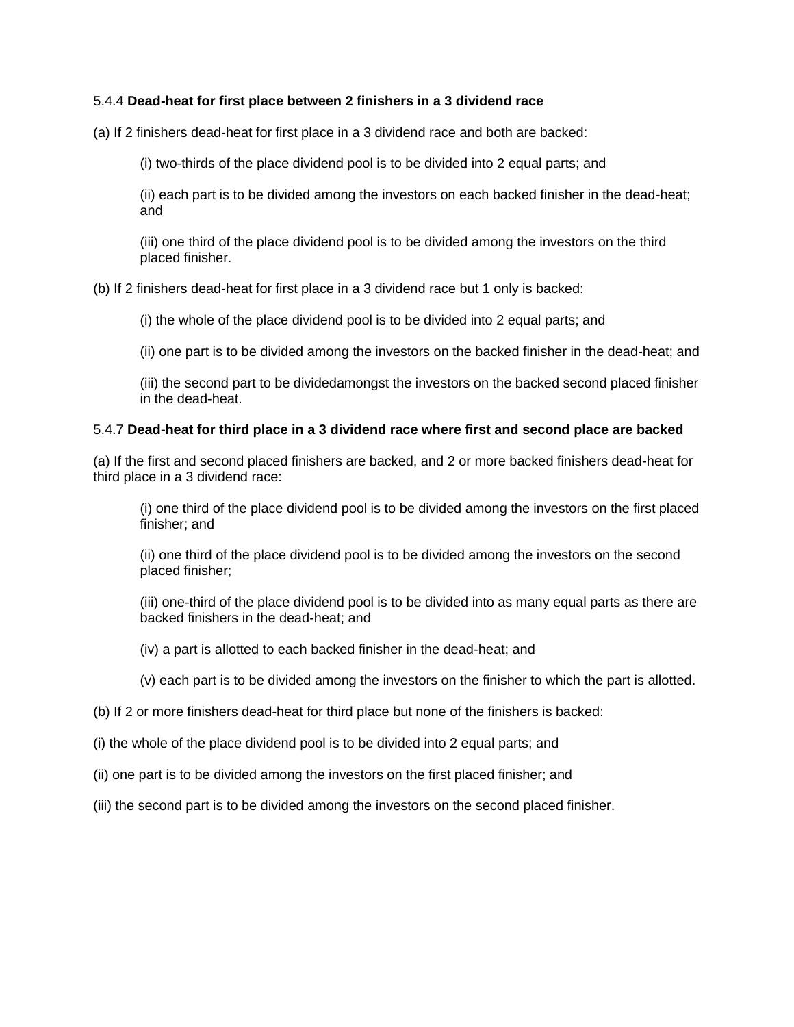5.4.4 **Dead-heat for first place between 2 finishers in a 3 dividend race**

(a) If 2 finishers dead-heat for first place in a 3 dividend race and both are backed:

> (i) two-thirds of the place dividend pool is to be divided into 2 equal parts; and
>
> (ii) each part is to be divided among the investors on each backed finisher in the dead-heat; and
>
> (iii) one third of the place dividend pool is to be divided among the investors on the third placed finisher.

(b) If 2 finishers dead-heat for first place in a 3 dividend race but 1 only is backed:

> (i) the whole of the place dividend pool is to be divided into 2 equal parts; and
>
> (ii) one part is to be divided among the investors on the backed finisher in the dead-heat; and
>
> (iii) the second part to be dividedamongst the investors on the backed second placed finisher in the dead-heat.

5.4.7 **Dead-heat for third place in a 3 dividend race where first and second place are backed**

(a) If the first and second placed finishers are backed, and 2 or more backed finishers dead-heat for third place in a 3 dividend race:

> (i) one third of the place dividend pool is to be divided among the investors on the first placed finisher; and
>
> (ii) one third of the place dividend pool is to be divided among the investors on the second placed finisher;
>
> (iii) one-third of the place dividend pool is to be divided into as many equal parts as there are backed finishers in the dead-heat; and
>
> (iv) a part is allotted to each backed finisher in the dead-heat; and
>
> (v) each part is to be divided among the investors on the finisher to which the part is allotted.

(b) If 2 or more finishers dead-heat for third place but none of the finishers is backed:

(i) the whole of the place dividend pool is to be divided into 2 equal parts; and

(ii) one part is to be divided among the investors on the first placed finisher; and

(iii) the second part is to be divided among the investors on the second placed finisher.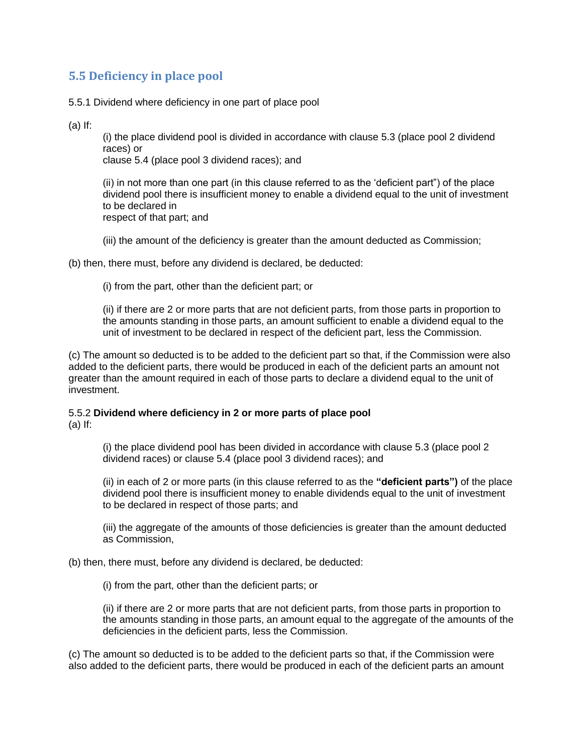## 5.5 Deficiency in place pool

5.5.1 Dividend where deficiency in one part of place pool

(a) If:

(i) the place dividend pool is divided in accordance with clause 5.3 (place pool 2 dividend races) or
clause 5.4 (place pool 3 dividend races); and

(ii) in not more than one part (in this clause referred to as the 'deficient part") of the place dividend pool there is insufficient money to enable a dividend equal to the unit of investment to be declared in
respect of that part; and

(iii) the amount of the deficiency is greater than the amount deducted as Commission;

(b) then, there must, before any dividend is declared, be deducted:

(i) from the part, other than the deficient part; or

(ii) if there are 2 or more parts that are not deficient parts, from those parts in proportion to the amounts standing in those parts, an amount sufficient to enable a dividend equal to the unit of investment to be declared in respect of the deficient part, less the Commission.

(c) The amount so deducted is to be added to the deficient part so that, if the Commission were also added to the deficient parts, there would be produced in each of the deficient parts an amount not greater than the amount required in each of those parts to declare a dividend equal to the unit of investment.

5.5.2 **Dividend where deficiency in 2 or more parts of place pool**
(a) If:

(i) the place dividend pool has been divided in accordance with clause 5.3 (place pool 2 dividend races) or clause 5.4 (place pool 3 dividend races); and

(ii) in each of 2 or more parts (in this clause referred to as the **"deficient parts")** of the place dividend pool there is insufficient money to enable dividends equal to the unit of investment to be declared in respect of those parts; and

(iii) the aggregate of the amounts of those deficiencies is greater than the amount deducted as Commission,

(b) then, there must, before any dividend is declared, be deducted:

(i) from the part, other than the deficient parts; or

(ii) if there are 2 or more parts that are not deficient parts, from those parts in proportion to the amounts standing in those parts, an amount equal to the aggregate of the amounts of the deficiencies in the deficient parts, less the Commission.

(c) The amount so deducted is to be added to the deficient parts so that, if the Commission were also added to the deficient parts, there would be produced in each of the deficient parts an amount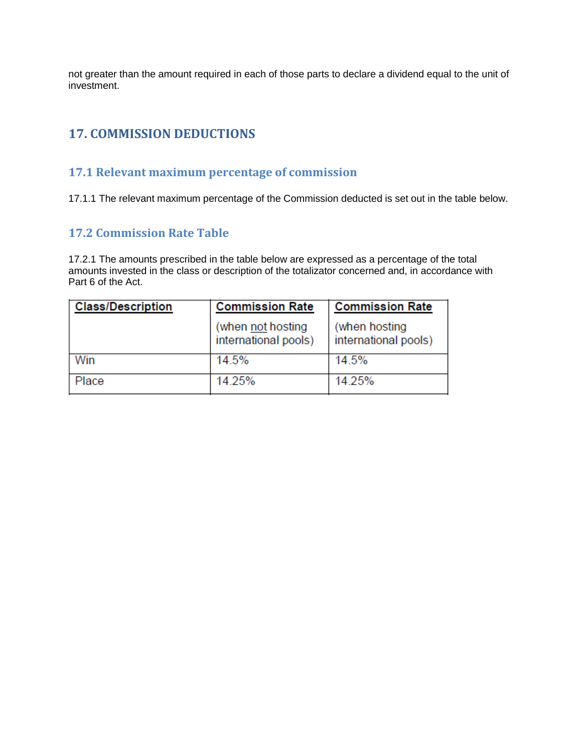not greater than the amount required in each of those parts to declare a dividend equal to the unit of investment.

## 17. COMMISSION DEDUCTIONS

### 17.1 Relevant maximum percentage of commission

17.1.1 The relevant maximum percentage of the Commission deducted is set out in the table below.

### 17.2 Commission Rate Table

17.2.1 The amounts prescribed in the table below are expressed as a percentage of the total amounts invested in the class or description of the totalizator concerned and, in accordance with Part 6 of the Act.

| Class/Description | Commission Rate (when not hosting international pools) | Commission Rate (when hosting international pools) |
|---|---|---|
| Win | 14.5% | 14.5% |
| Place | 14.25% | 14.25% |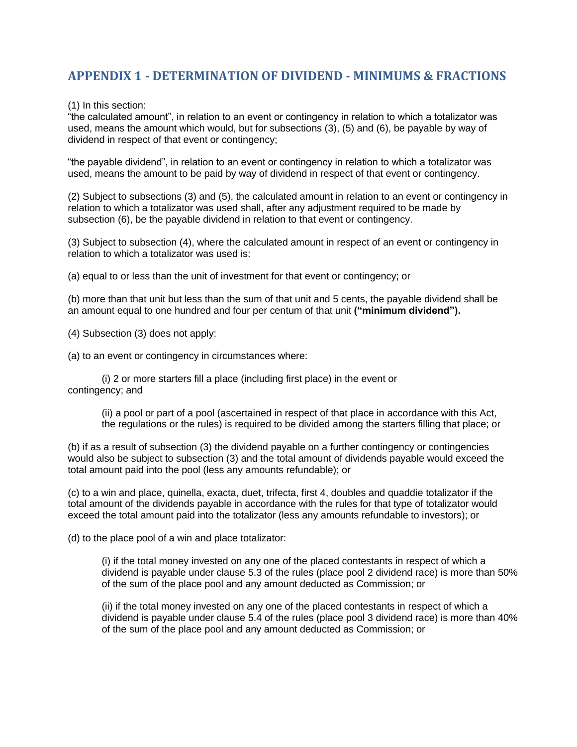## APPENDIX 1 - DETERMINATION OF DIVIDEND - MINIMUMS & FRACTIONS

(1) In this section:
"the calculated amount", in relation to an event or contingency in relation to which a totalizator was used, means the amount which would, but for subsections (3), (5) and (6), be payable by way of dividend in respect of that event or contingency;

"the payable dividend", in relation to an event or contingency in relation to which a totalizator was used, means the amount to be paid by way of dividend in respect of that event or contingency.

(2) Subject to subsections (3) and (5), the calculated amount in relation to an event or contingency in relation to which a totalizator was used shall, after any adjustment required to be made by subsection (6), be the payable dividend in relation to that event or contingency.

(3) Subject to subsection (4), where the calculated amount in respect of an event or contingency in relation to which a totalizator was used is:

(a) equal to or less than the unit of investment for that event or contingency; or

(b) more than that unit but less than the sum of that unit and 5 cents, the payable dividend shall be an amount equal to one hundred and four per centum of that unit **("minimum dividend").**

(4) Subsection (3) does not apply:

(a) to an event or contingency in circumstances where:

(i) 2 or more starters fill a place (including first place) in the event or contingency; and

(ii) a pool or part of a pool (ascertained in respect of that place in accordance with this Act, the regulations or the rules) is required to be divided among the starters filling that place; or

(b) if as a result of subsection (3) the dividend payable on a further contingency or contingencies would also be subject to subsection (3) and the total amount of dividends payable would exceed the total amount paid into the pool (less any amounts refundable); or

(c) to a win and place, quinella, exacta, duet, trifecta, first 4, doubles and quaddie totalizator if the total amount of the dividends payable in accordance with the rules for that type of totalizator would exceed the total amount paid into the totalizator (less any amounts refundable to investors); or

(d) to the place pool of a win and place totalizator:

(i) if the total money invested on any one of the placed contestants in respect of which a dividend is payable under clause 5.3 of the rules (place pool 2 dividend race) is more than 50% of the sum of the place pool and any amount deducted as Commission; or

(ii) if the total money invested on any one of the placed contestants in respect of which a dividend is payable under clause 5.4 of the rules (place pool 3 dividend race) is more than 40% of the sum of the place pool and any amount deducted as Commission; or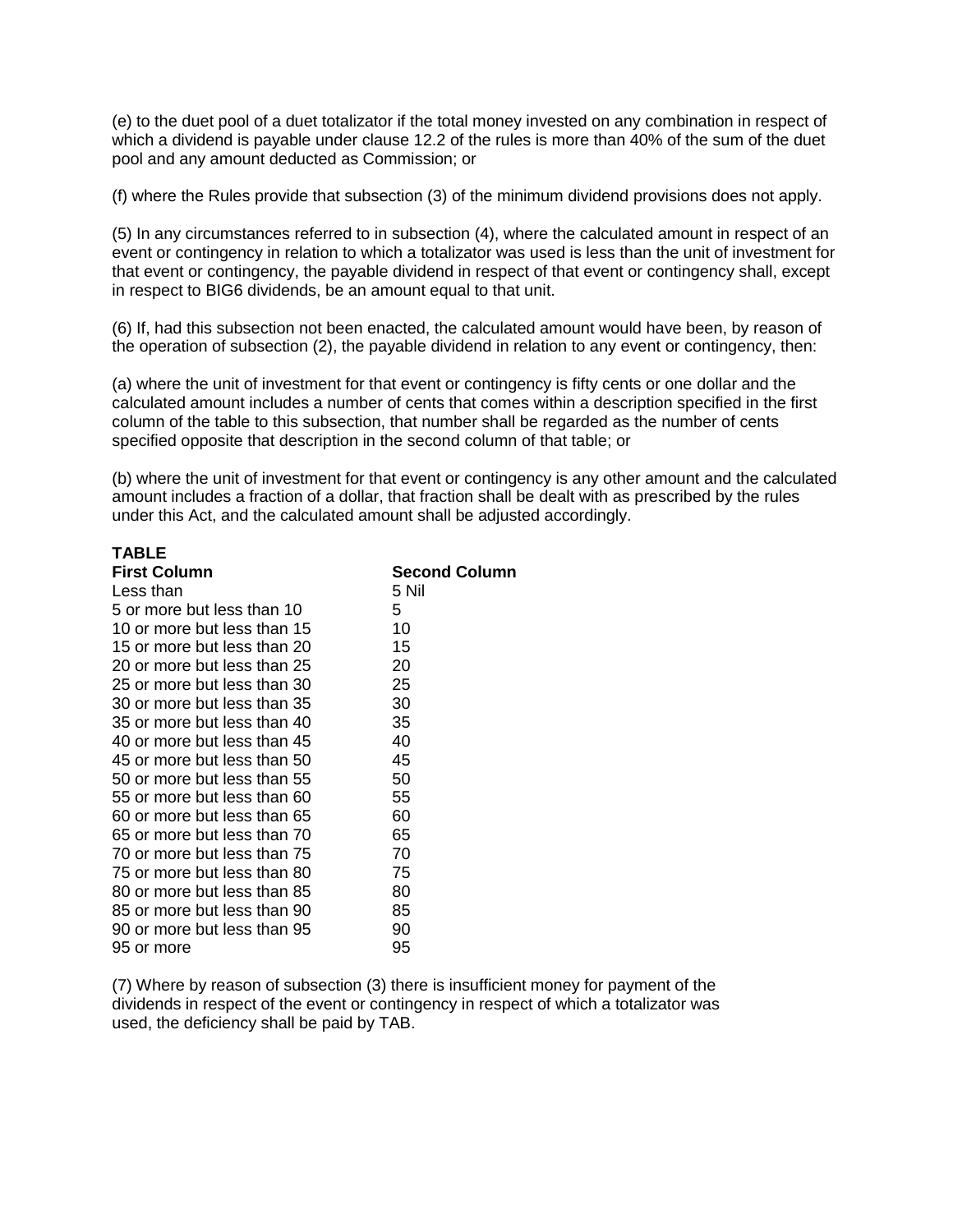(e) to the duet pool of a duet totalizator if the total money invested on any combination in respect of which a dividend is payable under clause 12.2 of the rules is more than 40% of the sum of the duet pool and any amount deducted as Commission; or

(f) where the Rules provide that subsection (3) of the minimum dividend provisions does not apply.

(5) In any circumstances referred to in subsection (4), where the calculated amount in respect of an event or contingency in relation to which a totalizator was used is less than the unit of investment for that event or contingency, the payable dividend in respect of that event or contingency shall, except in respect to BIG6 dividends, be an amount equal to that unit.

(6) If, had this subsection not been enacted, the calculated amount would have been, by reason of the operation of subsection (2), the payable dividend in relation to any event or contingency, then:

(a) where the unit of investment for that event or contingency is fifty cents or one dollar and the calculated amount includes a number of cents that comes within a description specified in the first column of the table to this subsection, that number shall be regarded as the number of cents specified opposite that description in the second column of that table; or

(b) where the unit of investment for that event or contingency is any other amount and the calculated amount includes a fraction of a dollar, that fraction shall be dealt with as prescribed by the rules under this Act, and the calculated amount shall be adjusted accordingly.

**TABLE**

| First Column | Second Column |
|---|---|
| Less than | 5 Nil |
| 5 or more but less than 10 | 5 |
| 10 or more but less than 15 | 10 |
| 15 or more but less than 20 | 15 |
| 20 or more but less than 25 | 20 |
| 25 or more but less than 30 | 25 |
| 30 or more but less than 35 | 30 |
| 35 or more but less than 40 | 35 |
| 40 or more but less than 45 | 40 |
| 45 or more but less than 50 | 45 |
| 50 or more but less than 55 | 50 |
| 55 or more but less than 60 | 55 |
| 60 or more but less than 65 | 60 |
| 65 or more but less than 70 | 65 |
| 70 or more but less than 75 | 70 |
| 75 or more but less than 80 | 75 |
| 80 or more but less than 85 | 80 |
| 85 or more but less than 90 | 85 |
| 90 or more but less than 95 | 90 |
| 95 or more | 95 |

(7) Where by reason of subsection (3) there is insufficient money for payment of the dividends in respect of the event or contingency in respect of which a totalizator was used, the deficiency shall be paid by TAB.